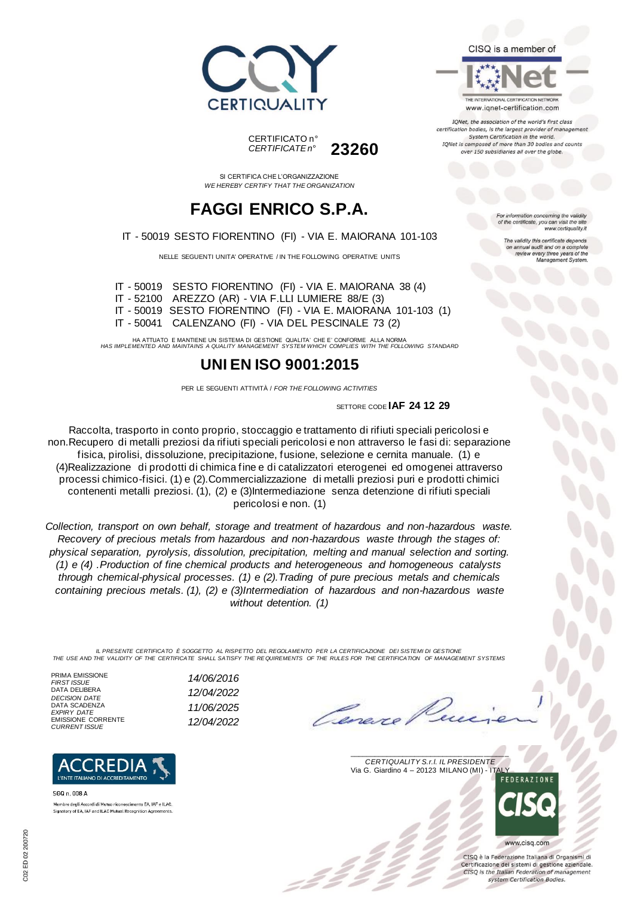CERTIQUALITY

CISQ is a member of

IQNet

THE INTERNATIONAL CERTIFICATION NETWORK

www.iqnet-certification.com

*IQNet, the association of the world's first class certification bodies, is the largest provider of management System Certification in the world. IQNet is composed of more than 30 bodies and counts over 150 subsidiaries all over the globe.*

CERTIFICATO n°
*CERTIFICATE n°* **23260**

SI CERTIFICA CHE L'ORGANIZZAZIONE
*WE HEREBY CERTIFY THAT THE ORGANIZATION*

# FAGGI ENRICO S.P.A.

IT - 50019 SESTO FIORENTINO (FI) - VIA E. MAIORANA 101-103

NELLE SEGUENTI UNITA' OPERATIVE / IN THE FOLLOWING OPERATIVE UNITS

IT - 50019 SESTO FIORENTINO (FI) - VIA E. MAIORANA 38 (4)
IT - 52100 AREZZO (AR) - VIA F.LLI LUMIERE 88/E (3)
IT - 50019 SESTO FIORENTINO (FI) - VIA E. MAIORANA 101-103 (1)
IT - 50041 CALENZANO (FI) - VIA DEL PESCINALE 73 (2)

*For information concerning the validity of the certificate, you can visit the site www.certiquality.it*

*The validity this certificate depends on annual audit and on a complete review every three years of the Management System.*

HA ATTUATO E MANTIENE UN SISTEMA DI GESTIONE QUALITA' CHE E' CONFORME ALLA NORMA
*HAS IMPLEMENTED AND MAINTAINS A QUALITY MANAGEMENT SYSTEM WHICH COMPLIES WITH THE FOLLOWING STANDARD*

# UNI EN ISO 9001:2015

PER LE SEGUENTI ATTIVITÀ / *FOR THE FOLLOWING ACTIVITIES*

SETTORE CODE **IAF 24 12 29**

Raccolta, trasporto in conto proprio, stoccaggio e trattamento di rifiuti speciali pericolosi e non.Recupero di metalli preziosi da rifiuti speciali pericolosi e non attraverso le fasi di: separazione fisica, pirolisi, dissoluzione, precipitazione, fusione, selezione e cernita manuale. (1) e (4)Realizzazione di prodotti di chimica fine e di catalizzatori eterogenei ed omogenei attraverso processi chimico-fisici. (1) e (2).Commercializzazione di metalli preziosi puri e prodotti chimici contenenti metalli preziosi. (1), (2) e (3)Intermediazione senza detenzione di rifiuti speciali pericolosi e non. (1)

*Collection, transport on own behalf, storage and treatment of hazardous and non-hazardous waste. Recovery of precious metals from hazardous and non-hazardous waste through the stages of: physical separation, pyrolysis, dissolution, precipitation, melting and manual selection and sorting. (1) e (4) .Production of fine chemical products and heterogeneous and homogeneous catalysts through chemical-physical processes. (1) e (2).Trading of pure precious metals and chemicals containing precious metals. (1), (2) e (3)Intermediation of hazardous and non-hazardous waste without detention. (1)*

*IL PRESENTE CERTIFICATO È SOGGETTO AL RISPETTO DEL REGOLAMENTO PER LA CERTIFICAZIONE DEI SISTEMI DI GESTIONE*
*THE USE AND THE VALIDITY OF THE CERTIFICATE SHALL SATISFY THE REQUIREMENTS OF THE RULES FOR THE CERTIFICATION OF MANAGEMENT SYSTEMS*

| | |
|---|---|
| PRIMA EMISSIONE *FIRST ISSUE* | *14/06/2016* |
| DATA DELIBERA *DECISION DATE* | *12/04/2022* |
| DATA SCADENZA *EXPIRY DATE* | *11/06/2025* |
| EMISSIONE CORRENTE *CURRENT ISSUE* | *12/04/2022* |

*CERTIQUALITY S.r.l. IL PRESIDENTE*
Via G. Giardino 4 – 20123 MILANO (MI) - ITALY

ACCREDIA
L'ENTE ITALIANO DI ACCREDITAMENTO

SGQ n. 008 A

Membro degli Accordi di Mutuo riconoscimento EA, IAF e ILAC
Signatory of EA, IAF and ILAC Mutual Recognition Agreements

FEDERAZIONE CISQ

www.cisq.com

CISQ è la Federazione Italiana di Organismi di Certificazione dei sistemi di gestione aziendale.
*CISQ is the Italian Federation of management system Certification Bodies.*

C02 ED 02 200720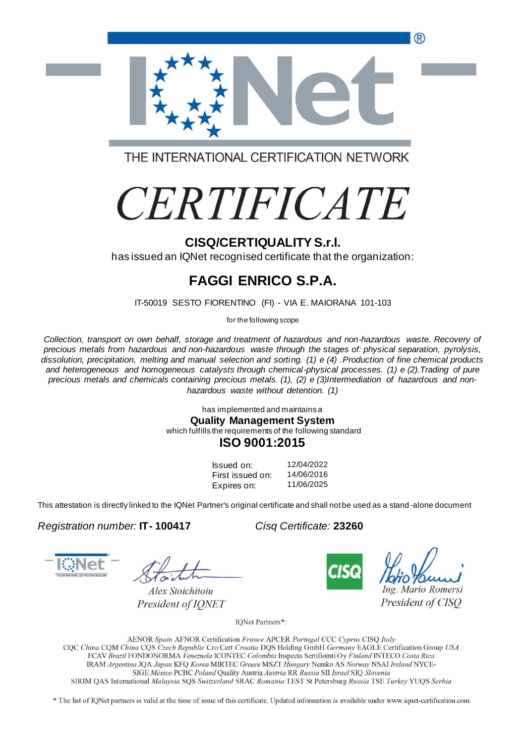THE INTERNATIONAL CERTIFICATION NETWORK

# CERTIFICATE

## CISQ/CERTIQUALITY S.r.l.

has issued an IQNet recognised certificate that the organization:

## FAGGI ENRICO S.P.A.

IT-50019 SESTO FIORENTINO (FI) - VIA E. MAIORANA 101-103

for the following scope

*Collection, transport on own behalf, storage and treatment of hazardous and non-hazardous waste. Recovery of precious metals from hazardous and non-hazardous waste through the stages of: physical separation, pyrolysis, dissolution, precipitation, melting and manual selection and sorting. (1) e (4) .Production of fine chemical products and heterogeneous and homogeneous catalysts through chemical-physical processes. (1) e (2).Trading of pure precious metals and chemicals containing precious metals. (1), (2) e (3)Intermediation of hazardous and non-hazardous waste without detention. (1)*

has implemented and maintains a

**Quality Management System**

which fulfills the requirements of the following standard

**ISO 9001:2015**

| | |
|---|---|
| Issued on: | 12/04/2022 |
| First issued on: | 14/06/2016 |
| Expires on: | 11/06/2025 |

This attestation is directly linked to the IQNet Partner's original certificate and shall not be used as a stand-alone document

*Registration number:* **IT - 100417** *Cisq Certificate:* **23260**

*Alex Stoichitoiu*
*President of IQNET*

*Ing. Mario Romersi*
*President of CISQ*

IQNet Partners*:

AENOR *Spain* AFNOR Certification *France* APCER *Portugal* CCC *Cyprus* CISQ *Italy*
CQC *China* CQM *China* CQS *Czech Republic* Cro Cert *Croatia* DQS Holding GmbH *Germany* EAGLE Certification Group *USA*
FCAV *Brazil* FONDONORMA *Venezuela* ICONTEC *Colombia* Inspecta Sertifiointi Oy *Finland* INTECO *Costa Rica*
IRAM *Argentina* JQA *Japan* KFQ *Korea* MIRTEC *Greece* MSZT *Hungary* Nemko AS *Norway* NSAI *Ireland* NYCE-SIGE *México* PCBC *Poland* Quality Austria *Austria* RR *Russia* SII *Israel* SIQ *Slovenia*
SIRIM QAS International *Malaysia* SQS *Switzerland* SRAC *Romania* TEST St Petersburg *Russia* TSE *Turkey* YUQS *Serbia*

\* The list of IQNet partners is valid at the time of issue of this certificate. Updated information is available under www.iqnet-certification.com